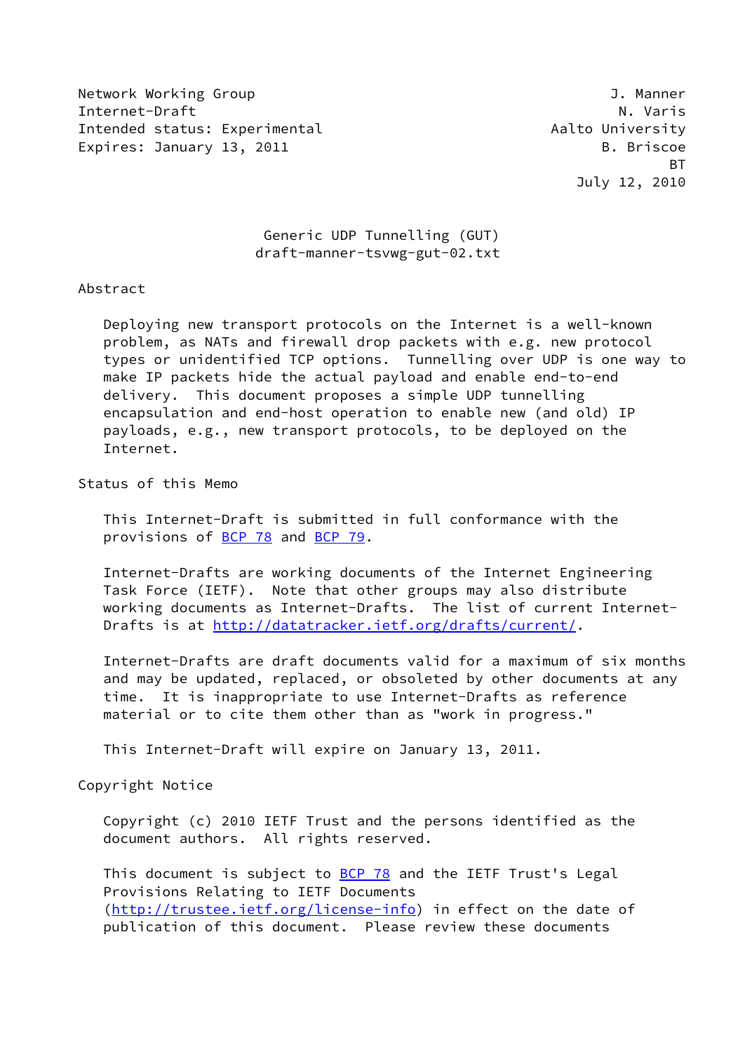Network Working Group J. Manner
Internet-Draft N. Varis
Intended status: Experimental Aalto University
Expires: January 13, 2011 B. Briscoe
BT
July 12, 2010

# Generic UDP Tunnelling (GUT)
## draft-manner-tsvwg-gut-02.txt

## Abstract

Deploying new transport protocols on the Internet is a well-known problem, as NATs and firewall drop packets with e.g. new protocol types or unidentified TCP options. Tunnelling over UDP is one way to make IP packets hide the actual payload and enable end-to-end delivery. This document proposes a simple UDP tunnelling encapsulation and end-host operation to enable new (and old) IP payloads, e.g., new transport protocols, to be deployed on the Internet.

## Status of this Memo

This Internet-Draft is submitted in full conformance with the provisions of BCP 78 and BCP 79.

Internet-Drafts are working documents of the Internet Engineering Task Force (IETF). Note that other groups may also distribute working documents as Internet-Drafts. The list of current Internet-Drafts is at http://datatracker.ietf.org/drafts/current/.

Internet-Drafts are draft documents valid for a maximum of six months and may be updated, replaced, or obsoleted by other documents at any time. It is inappropriate to use Internet-Drafts as reference material or to cite them other than as "work in progress."

This Internet-Draft will expire on January 13, 2011.

## Copyright Notice

Copyright (c) 2010 IETF Trust and the persons identified as the document authors. All rights reserved.

This document is subject to BCP 78 and the IETF Trust's Legal Provisions Relating to IETF Documents (http://trustee.ietf.org/license-info) in effect on the date of publication of this document. Please review these documents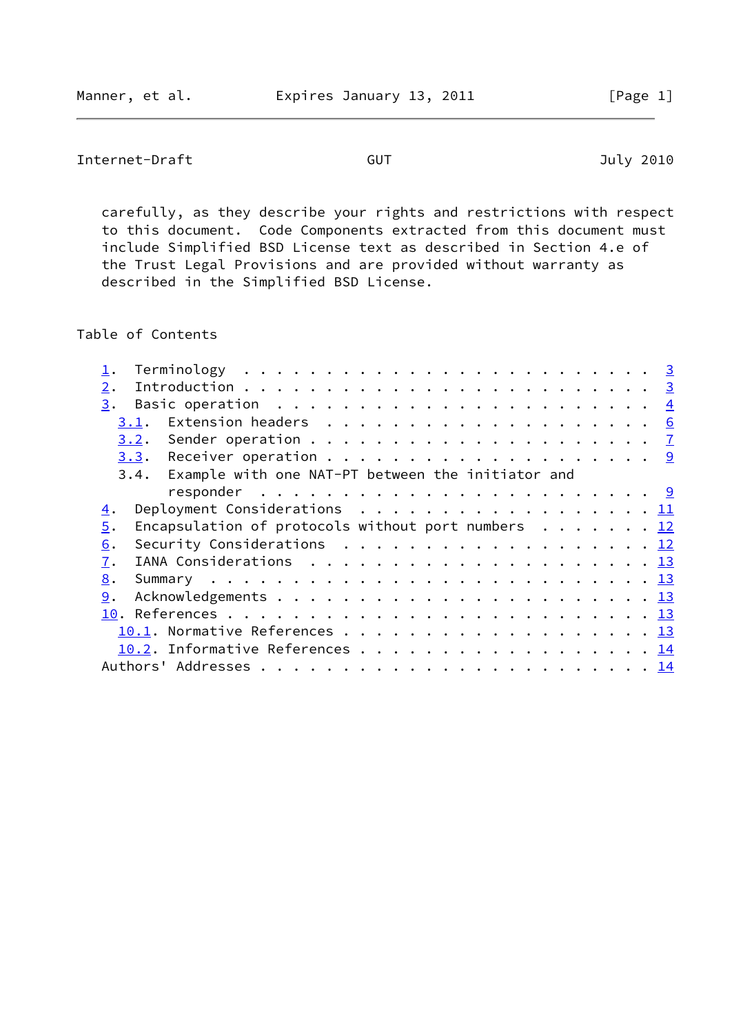carefully, as they describe your rights and restrictions with respect to this document. Code Components extracted from this document must include Simplified BSD License text as described in Section 4.e of the Trust Legal Provisions and are provided without warranty as described in the Simplified BSD License.

## Table of Contents

```
   1.  Terminology  . . . . . . . . . . . . . . . . . . . . . . . . .  3
   2.  Introduction . . . . . . . . . . . . . . . . . . . . . . . . .  3
   3.  Basic operation  . . . . . . . . . . . . . . . . . . . . . . .  4
     3.1.  Extension headers  . . . . . . . . . . . . . . . . . . . .  6
     3.2.  Sender operation . . . . . . . . . . . . . . . . . . . . .  7
     3.3.  Receiver operation . . . . . . . . . . . . . . . . . . . .  9
     3.4.  Example with one NAT-PT between the initiator and
           responder  . . . . . . . . . . . . . . . . . . . . . . . .  9
   4.  Deployment Considerations  . . . . . . . . . . . . . . . . . . 11
   5.  Encapsulation of protocols without port numbers  . . . . . . . 12
   6.  Security Considerations  . . . . . . . . . . . . . . . . . . . 12
   7.  IANA Considerations  . . . . . . . . . . . . . . . . . . . . . 13
   8.  Summary  . . . . . . . . . . . . . . . . . . . . . . . . . . . 13
   9.  Acknowledgements . . . . . . . . . . . . . . . . . . . . . . . 13
   10. References . . . . . . . . . . . . . . . . . . . . . . . . . . 13
     10.1. Normative References . . . . . . . . . . . . . . . . . . . 13
     10.2. Informative References . . . . . . . . . . . . . . . . . . 14
   Authors' Addresses . . . . . . . . . . . . . . . . . . . . . . . . 14
```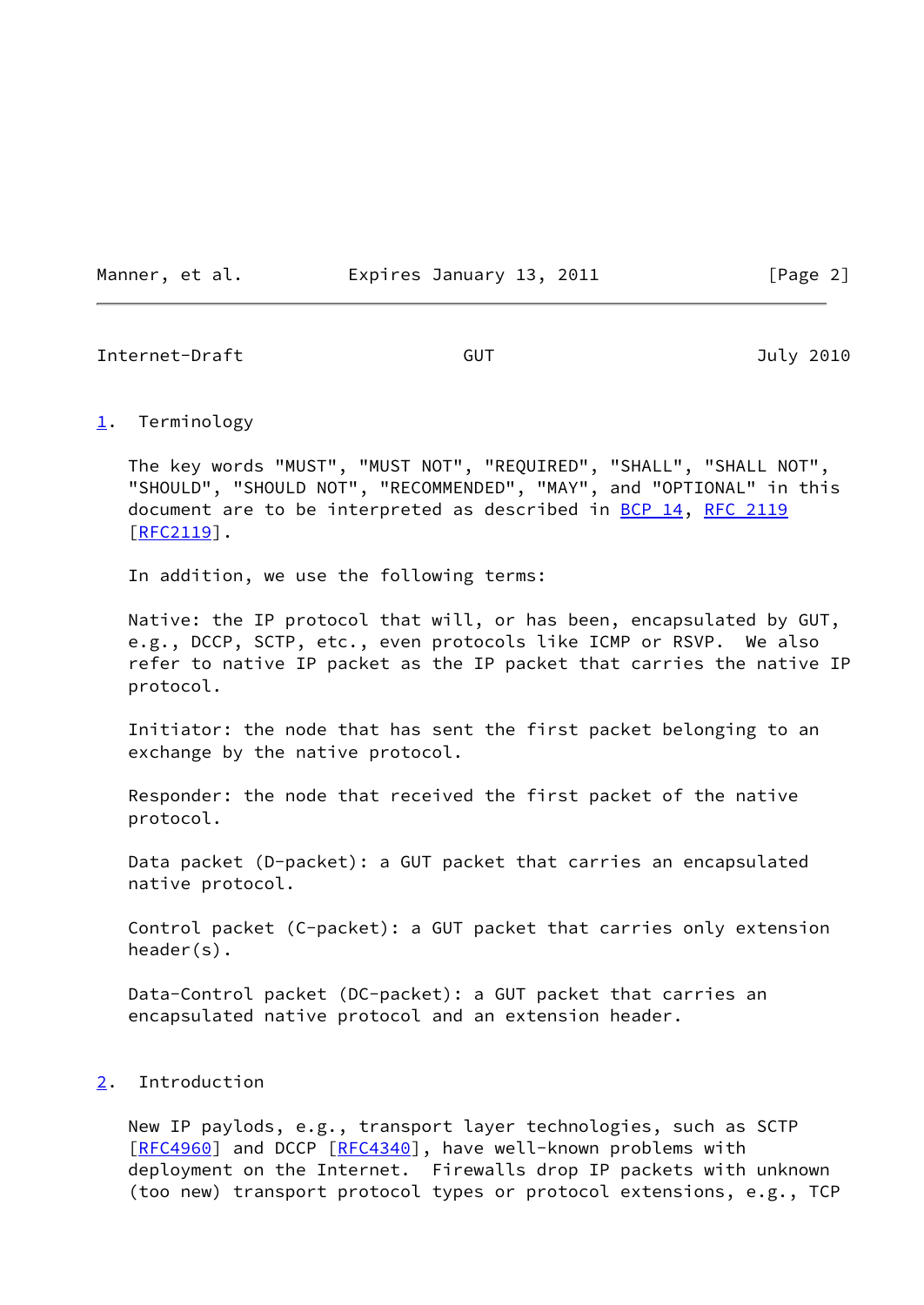## 1. Terminology

The key words "MUST", "MUST NOT", "REQUIRED", "SHALL", "SHALL NOT", "SHOULD", "SHOULD NOT", "RECOMMENDED", "MAY", and "OPTIONAL" in this document are to be interpreted as described in BCP 14, RFC 2119 [RFC2119].

In addition, we use the following terms:

Native: the IP protocol that will, or has been, encapsulated by GUT, e.g., DCCP, SCTP, etc., even protocols like ICMP or RSVP. We also refer to native IP packet as the IP packet that carries the native IP protocol.

Initiator: the node that has sent the first packet belonging to an exchange by the native protocol.

Responder: the node that received the first packet of the native protocol.

Data packet (D-packet): a GUT packet that carries an encapsulated native protocol.

Control packet (C-packet): a GUT packet that carries only extension header(s).

Data-Control packet (DC-packet): a GUT packet that carries an encapsulated native protocol and an extension header.

## 2. Introduction

New IP paylods, e.g., transport layer technologies, such as SCTP [RFC4960] and DCCP [RFC4340], have well-known problems with deployment on the Internet. Firewalls drop IP packets with unknown (too new) transport protocol types or protocol extensions, e.g., TCP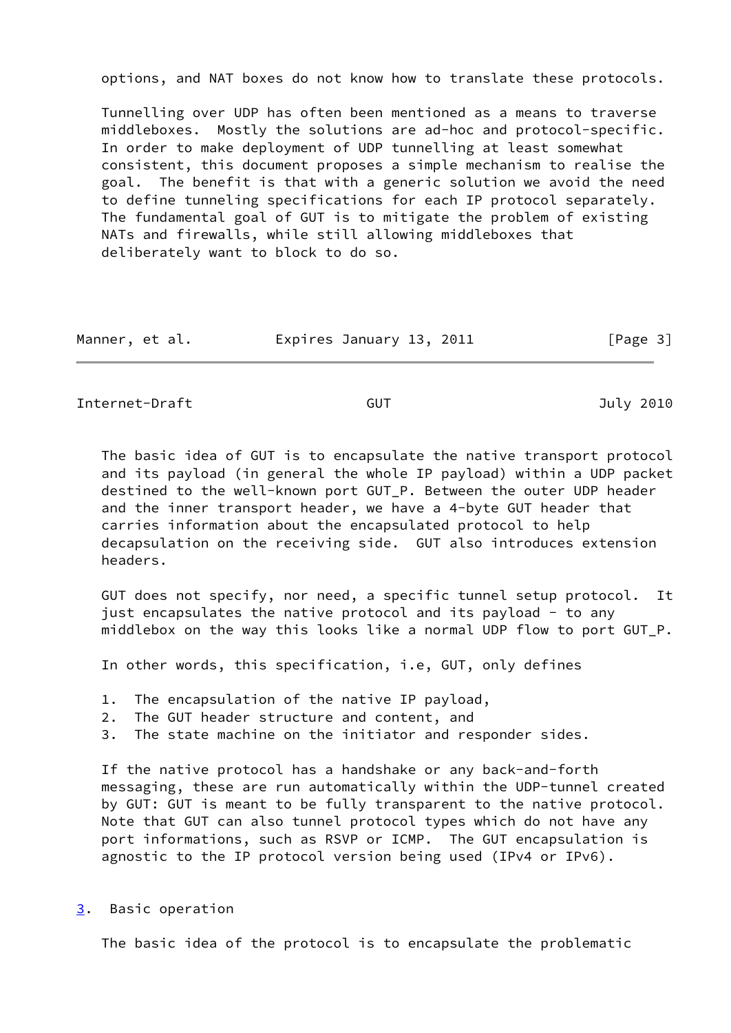options, and NAT boxes do not know how to translate these protocols.

Tunnelling over UDP has often been mentioned as a means to traverse middleboxes. Mostly the solutions are ad-hoc and protocol-specific. In order to make deployment of UDP tunnelling at least somewhat consistent, this document proposes a simple mechanism to realise the goal. The benefit is that with a generic solution we avoid the need to define tunneling specifications for each IP protocol separately. The fundamental goal of GUT is to mitigate the problem of existing NATs and firewalls, while still allowing middleboxes that deliberately want to block to do so.

The basic idea of GUT is to encapsulate the native transport protocol and its payload (in general the whole IP payload) within a UDP packet destined to the well-known port GUT_P. Between the outer UDP header and the inner transport header, we have a 4-byte GUT header that carries information about the encapsulated protocol to help decapsulation on the receiving side. GUT also introduces extension headers.

GUT does not specify, nor need, a specific tunnel setup protocol. It just encapsulates the native protocol and its payload - to any middlebox on the way this looks like a normal UDP flow to port GUT_P.

In other words, this specification, i.e, GUT, only defines

1. The encapsulation of the native IP payload,
2. The GUT header structure and content, and
3. The state machine on the initiator and responder sides.

If the native protocol has a handshake or any back-and-forth messaging, these are run automatically within the UDP-tunnel created by GUT: GUT is meant to be fully transparent to the native protocol. Note that GUT can also tunnel protocol types which do not have any port informations, such as RSVP or ICMP. The GUT encapsulation is agnostic to the IP protocol version being used (IPv4 or IPv6).

## 3. Basic operation

The basic idea of the protocol is to encapsulate the problematic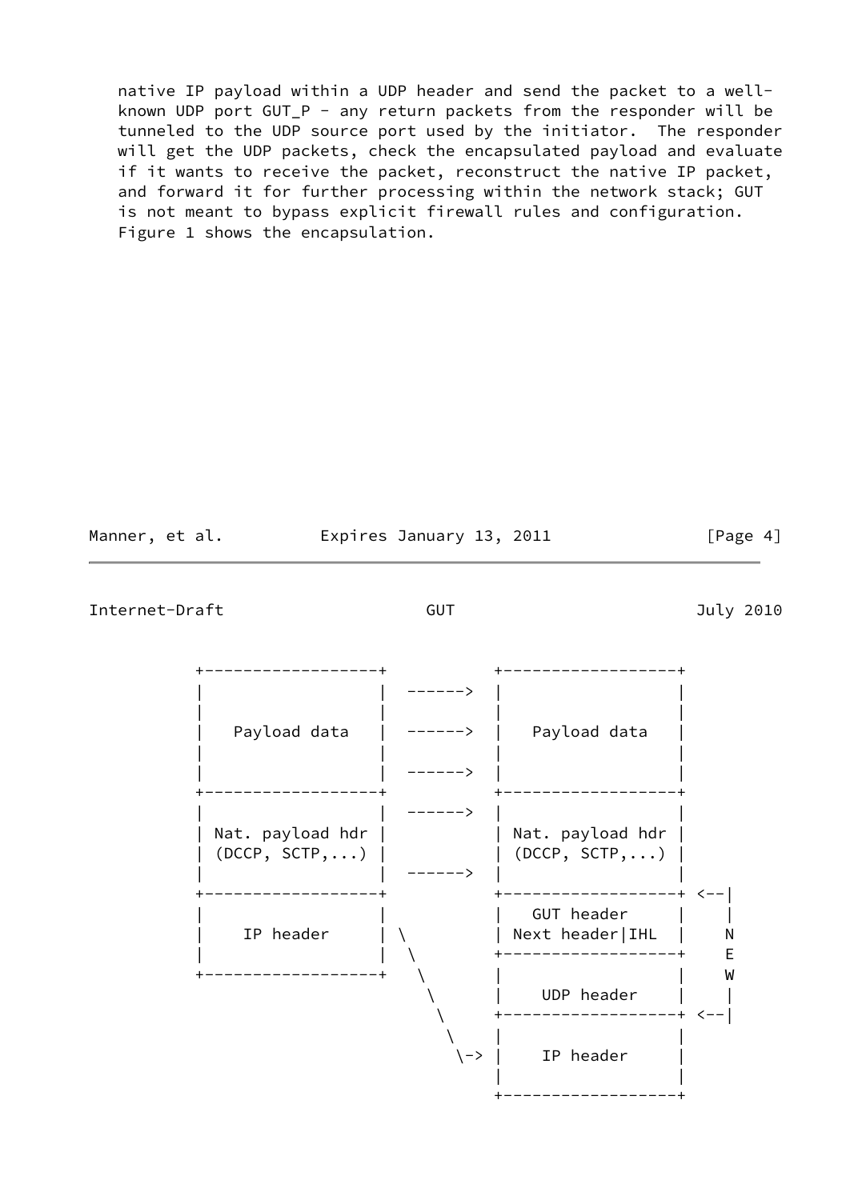native IP payload within a UDP header and send the packet to a well-known UDP port GUT_P - any return packets from the responder will be tunneled to the UDP source port used by the initiator. The responder will get the UDP packets, check the encapsulated payload and evaluate if it wants to receive the packet, reconstruct the native IP packet, and forward it for further processing within the network stack; GUT is not meant to bypass explicit firewall rules and configuration. Figure 1 shows the encapsulation.

```
      +------------------+         +------------------+
      |                  |  ------>  |                  |
      |                  |         |                  |
      |   Payload data   |  ------>  |   Payload data   |
      |                  |         |                  |
      |                  |  ------>  |                  |
      +------------------+         +------------------+
      |                  |  ------>  |                  |
      | Nat. payload hdr |         | Nat. payload hdr |
      | (DCCP, SCTP,...) |         | (DCCP, SCTP,...) |
      |                  |  ------>  |                  |
      +------------------+         +------------------+ <--|
      |                  |         |    GUT header    |    |
      |    IP header     | \       | Next header|IHL  |    N
      |                  |  \      +------------------+    E
      +------------------+   \     |                  |    W
                              \    |    UDP header    |    |
                               \   +------------------+ <--|
                                \  |                  |
                                 \-> |    IP header     |
                                   |                  |
                                   +------------------+
```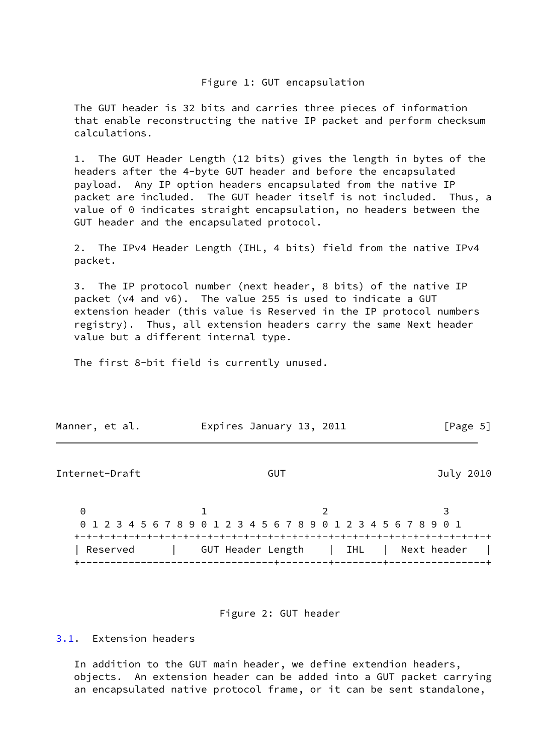Figure 1: GUT encapsulation

The GUT header is 32 bits and carries three pieces of information that enable reconstructing the native IP packet and perform checksum calculations.

1. The GUT Header Length (12 bits) gives the length in bytes of the headers after the 4-byte GUT header and before the encapsulated payload. Any IP option headers encapsulated from the native IP packet are included. The GUT header itself is not included. Thus, a value of 0 indicates straight encapsulation, no headers between the GUT header and the encapsulated protocol.

2. The IPv4 Header Length (IHL, 4 bits) field from the native IPv4 packet.

3. The IP protocol number (next header, 8 bits) of the native IP packet (v4 and v6). The value 255 is used to indicate a GUT extension header (this value is Reserved in the IP protocol numbers registry). Thus, all extension headers carry the same Next header value but a different internal type.

The first 8-bit field is currently unused.

```
 0                   1                   2                   3
 0 1 2 3 4 5 6 7 8 9 0 1 2 3 4 5 6 7 8 9 0 1 2 3 4 5 6 7 8 9 0 1
+-+-+-+-+-+-+-+-+-+-+-+-+-+-+-+-+-+-+-+-+-+-+-+-+-+-+-+-+-+-+-+-+
| Reserved      |    GUT Header Length    |  IHL   |  Next header  |
+-------------------------------+---------+--------+---------------+
```

Figure 2: GUT header

### 3.1. Extension headers

In addition to the GUT main header, we define extendion headers, objects. An extension header can be added into a GUT packet carrying an encapsulated native protocol frame, or it can be sent standalone,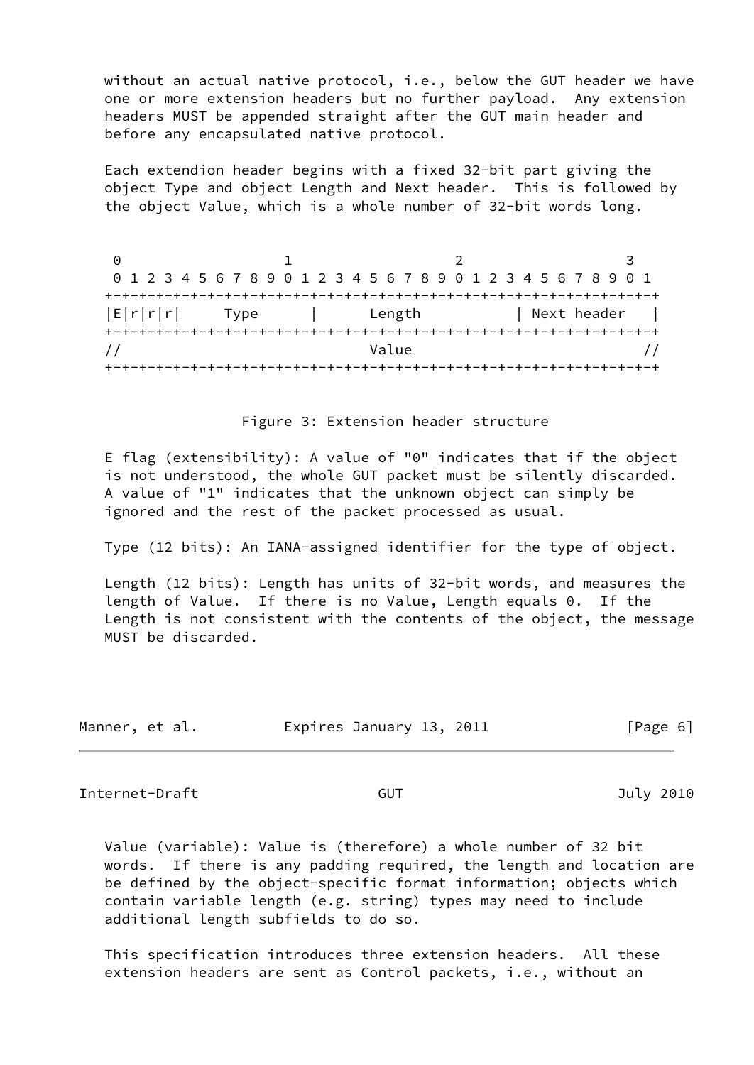without an actual native protocol, i.e., below the GUT header we have one or more extension headers but no further payload.  Any extension headers MUST be appended straight after the GUT main header and before any encapsulated native protocol.

Each extendion header begins with a fixed 32-bit part giving the object Type and object Length and Next header.  This is followed by the object Value, which is a whole number of 32-bit words long.

```
 0                   1                   2                   3
 0 1 2 3 4 5 6 7 8 9 0 1 2 3 4 5 6 7 8 9 0 1 2 3 4 5 6 7 8 9 0 1
+-+-+-+-+-+-+-+-+-+-+-+-+-+-+-+-+-+-+-+-+-+-+-+-+-+-+-+-+-+-+-+-+
|E|r|r|r|     Type      |       Length          | Next header   |
+-+-+-+-+-+-+-+-+-+-+-+-+-+-+-+-+-+-+-+-+-+-+-+-+-+-+-+-+-+-+-+-+
//                              Value                           //
+-+-+-+-+-+-+-+-+-+-+-+-+-+-+-+-+-+-+-+-+-+-+-+-+-+-+-+-+-+-+-+-+
```

Figure 3: Extension header structure

E flag (extensibility): A value of "0" indicates that if the object is not understood, the whole GUT packet must be silently discarded. A value of "1" indicates that the unknown object can simply be ignored and the rest of the packet processed as usual.

Type (12 bits): An IANA-assigned identifier for the type of object.

Length (12 bits): Length has units of 32-bit words, and measures the length of Value.  If there is no Value, Length equals 0.  If the Length is not consistent with the contents of the object, the message MUST be discarded.

Value (variable): Value is (therefore) a whole number of 32 bit words.  If there is any padding required, the length and location are be defined by the object-specific format information; objects which contain variable length (e.g. string) types may need to include additional length subfields to do so.

This specification introduces three extension headers.  All these extension headers are sent as Control packets, i.e., without an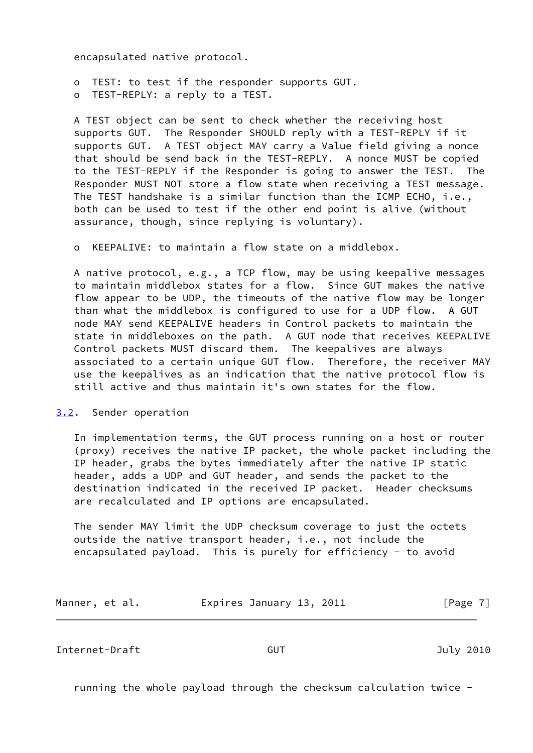encapsulated native protocol.

- TEST: to test if the responder supports GUT.
- TEST-REPLY: a reply to a TEST.

A TEST object can be sent to check whether the receiving host supports GUT. The Responder SHOULD reply with a TEST-REPLY if it supports GUT. A TEST object MAY carry a Value field giving a nonce that should be send back in the TEST-REPLY. A nonce MUST be copied to the TEST-REPLY if the Responder is going to answer the TEST. The Responder MUST NOT store a flow state when receiving a TEST message. The TEST handshake is a similar function than the ICMP ECHO, i.e., both can be used to test if the other end point is alive (without assurance, though, since replying is voluntary).

- KEEPALIVE: to maintain a flow state on a middlebox.

A native protocol, e.g., a TCP flow, may be using keepalive messages to maintain middlebox states for a flow. Since GUT makes the native flow appear to be UDP, the timeouts of the native flow may be longer than what the middlebox is configured to use for a UDP flow. A GUT node MAY send KEEPALIVE headers in Control packets to maintain the state in middleboxes on the path. A GUT node that receives KEEPALIVE Control packets MUST discard them. The keepalives are always associated to a certain unique GUT flow. Therefore, the receiver MAY use the keepalives as an indication that the native protocol flow is still active and thus maintain it's own states for the flow.

## 3.2. Sender operation

In implementation terms, the GUT process running on a host or router (proxy) receives the native IP packet, the whole packet including the IP header, grabs the bytes immediately after the native IP static header, adds a UDP and GUT header, and sends the packet to the destination indicated in the received IP packet. Header checksums are recalculated and IP options are encapsulated.

The sender MAY limit the UDP checksum coverage to just the octets outside the native transport header, i.e., not include the encapsulated payload. This is purely for efficiency - to avoid running the whole payload through the checksum calculation twice -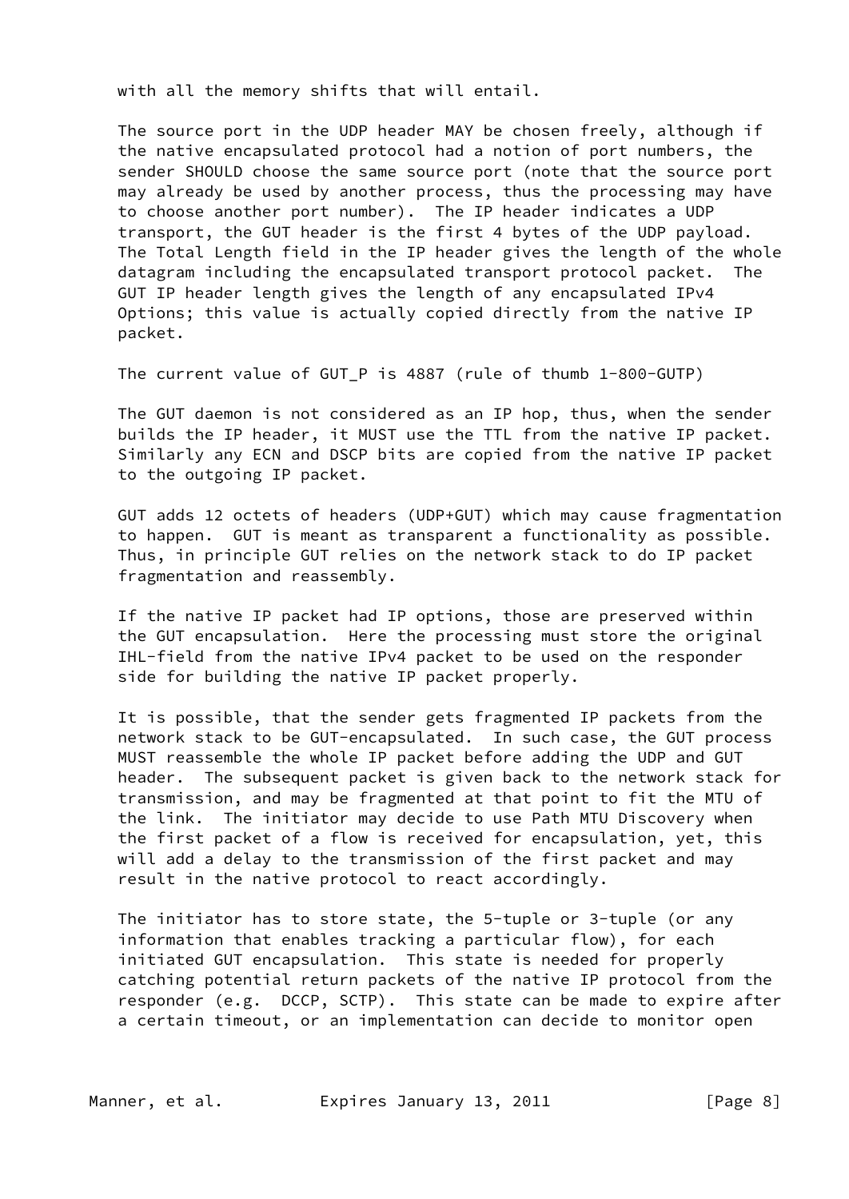with all the memory shifts that will entail.

The source port in the UDP header MAY be chosen freely, although if the native encapsulated protocol had a notion of port numbers, the sender SHOULD choose the same source port (note that the source port may already be used by another process, thus the processing may have to choose another port number). The IP header indicates a UDP transport, the GUT header is the first 4 bytes of the UDP payload. The Total Length field in the IP header gives the length of the whole datagram including the encapsulated transport protocol packet. The GUT IP header length gives the length of any encapsulated IPv4 Options; this value is actually copied directly from the native IP packet.

The current value of GUT_P is 4887 (rule of thumb 1-800-GUTP)

The GUT daemon is not considered as an IP hop, thus, when the sender builds the IP header, it MUST use the TTL from the native IP packet. Similarly any ECN and DSCP bits are copied from the native IP packet to the outgoing IP packet.

GUT adds 12 octets of headers (UDP+GUT) which may cause fragmentation to happen. GUT is meant as transparent a functionality as possible. Thus, in principle GUT relies on the network stack to do IP packet fragmentation and reassembly.

If the native IP packet had IP options, those are preserved within the GUT encapsulation. Here the processing must store the original IHL-field from the native IPv4 packet to be used on the responder side for building the native IP packet properly.

It is possible, that the sender gets fragmented IP packets from the network stack to be GUT-encapsulated. In such case, the GUT process MUST reassemble the whole IP packet before adding the UDP and GUT header. The subsequent packet is given back to the network stack for transmission, and may be fragmented at that point to fit the MTU of the link. The initiator may decide to use Path MTU Discovery when the first packet of a flow is received for encapsulation, yet, this will add a delay to the transmission of the first packet and may result in the native protocol to react accordingly.

The initiator has to store state, the 5-tuple or 3-tuple (or any information that enables tracking a particular flow), for each initiated GUT encapsulation. This state is needed for properly catching potential return packets of the native IP protocol from the responder (e.g. DCCP, SCTP). This state can be made to expire after a certain timeout, or an implementation can decide to monitor open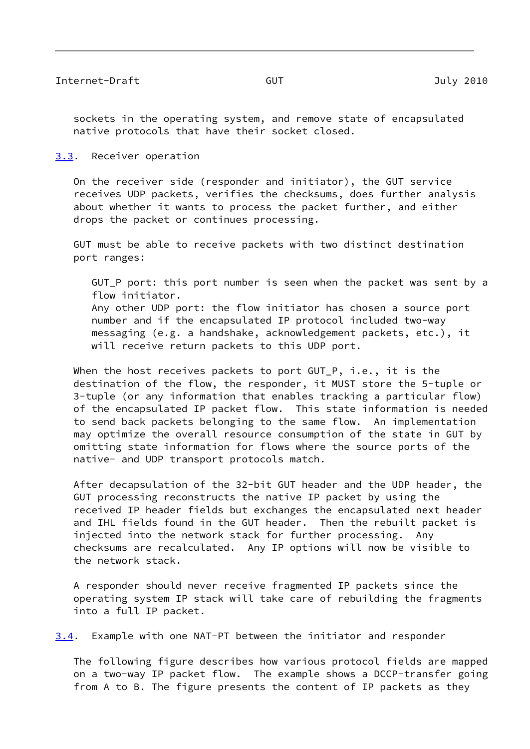sockets in the operating system, and remove state of encapsulated native protocols that have their socket closed.

### 3.3. Receiver operation

On the receiver side (responder and initiator), the GUT service receives UDP packets, verifies the checksums, does further analysis about whether it wants to process the packet further, and either drops the packet or continues processing.

GUT must be able to receive packets with two distinct destination port ranges:

GUT_P port: this port number is seen when the packet was sent by a flow initiator.
Any other UDP port: the flow initiator has chosen a source port number and if the encapsulated IP protocol included two-way messaging (e.g. a handshake, acknowledgement packets, etc.), it will receive return packets to this UDP port.

When the host receives packets to port GUT_P, i.e., it is the destination of the flow, the responder, it MUST store the 5-tuple or 3-tuple (or any information that enables tracking a particular flow) of the encapsulated IP packet flow. This state information is needed to send back packets belonging to the same flow. An implementation may optimize the overall resource consumption of the state in GUT by omitting state information for flows where the source ports of the native- and UDP transport protocols match.

After decapsulation of the 32-bit GUT header and the UDP header, the GUT processing reconstructs the native IP packet by using the received IP header fields but exchanges the encapsulated next header and IHL fields found in the GUT header. Then the rebuilt packet is injected into the network stack for further processing. Any checksums are recalculated. Any IP options will now be visible to the network stack.

A responder should never receive fragmented IP packets since the operating system IP stack will take care of rebuilding the fragments into a full IP packet.

### 3.4. Example with one NAT-PT between the initiator and responder

The following figure describes how various protocol fields are mapped on a two-way IP packet flow. The example shows a DCCP-transfer going from A to B. The figure presents the content of IP packets as they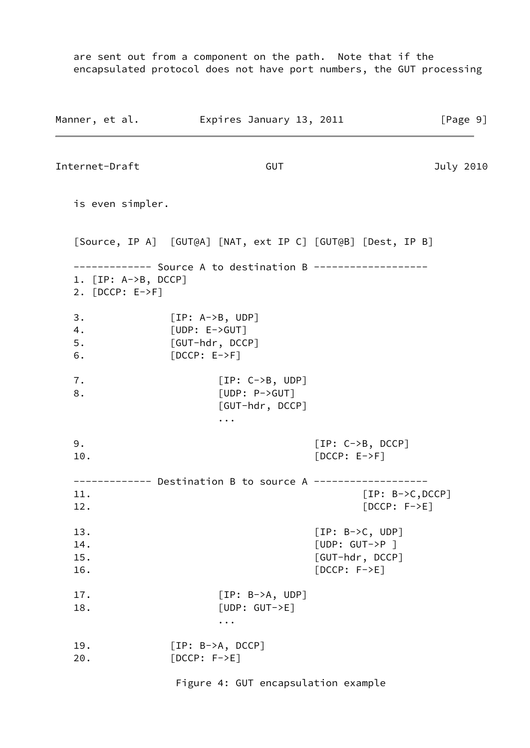are sent out from a component on the path.  Note that if the encapsulated protocol does not have port numbers, the GUT processing is even simpler.

```
[Source, IP A]  [GUT@A] [NAT, ext IP C] [GUT@B] [Dest, IP B]

------------- Source A to destination B -------------------
1. [IP: A->B, DCCP]
2. [DCCP: E->F]

3.              [IP: A->B, UDP]
4.              [UDP: E->GUT]
5.              [GUT-hdr, DCCP]
6.              [DCCP: E->F]

7.                      [IP: C->B, UDP]
8.                      [UDP: P->GUT]
                        [GUT-hdr, DCCP]
                        ...

9.                                      [IP: C->B, DCCP]
10.                                     [DCCP: E->F]

------------- Destination B to source A -------------------
11.                                             [IP: B->C,DCCP]
12.                                             [DCCP: F->E]

13.                                     [IP: B->C, UDP]
14.                                     [UDP: GUT->P ]
15.                                     [GUT-hdr, DCCP]
16.                                     [DCCP: F->E]

17.                     [IP: B->A, UDP]
18.                     [UDP: GUT->E]
                        ...

19.             [IP: B->A, DCCP]
20.             [DCCP: F->E]
```

Figure 4: GUT encapsulation example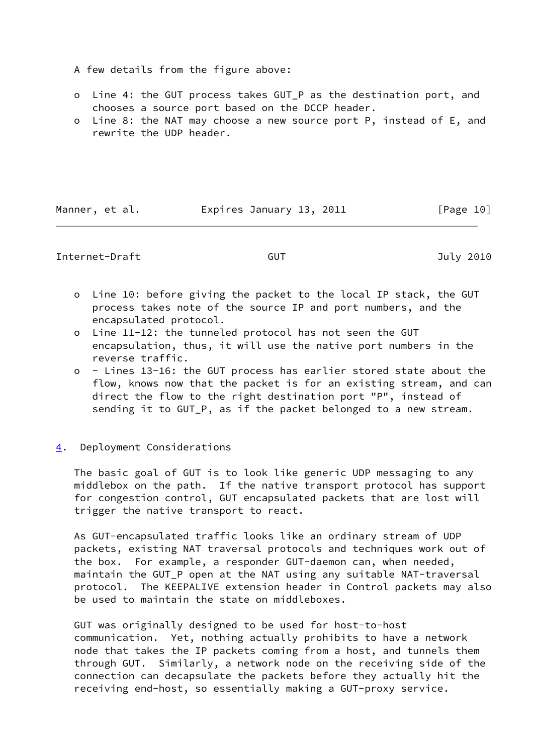A few details from the figure above:

- Line 4: the GUT process takes GUT_P as the destination port, and chooses a source port based on the DCCP header.
- Line 8: the NAT may choose a new source port P, instead of E, and rewrite the UDP header.
- Line 10: before giving the packet to the local IP stack, the GUT process takes note of the source IP and port numbers, and the encapsulated protocol.
- Line 11-12: the tunneled protocol has not seen the GUT encapsulation, thus, it will use the native port numbers in the reverse traffic.
- - Lines 13-16: the GUT process has earlier stored state about the flow, knows now that the packet is for an existing stream, and can direct the flow to the right destination port "P", instead of sending it to GUT_P, as if the packet belonged to a new stream.

## 4. Deployment Considerations

The basic goal of GUT is to look like generic UDP messaging to any middlebox on the path. If the native transport protocol has support for congestion control, GUT encapsulated packets that are lost will trigger the native transport to react.

As GUT-encapsulated traffic looks like an ordinary stream of UDP packets, existing NAT traversal protocols and techniques work out of the box. For example, a responder GUT-daemon can, when needed, maintain the GUT_P open at the NAT using any suitable NAT-traversal protocol. The KEEPALIVE extension header in Control packets may also be used to maintain the state on middleboxes.

GUT was originally designed to be used for host-to-host communication. Yet, nothing actually prohibits to have a network node that takes the IP packets coming from a host, and tunnels them through GUT. Similarly, a network node on the receiving side of the connection can decapsulate the packets before they actually hit the receiving end-host, so essentially making a GUT-proxy service.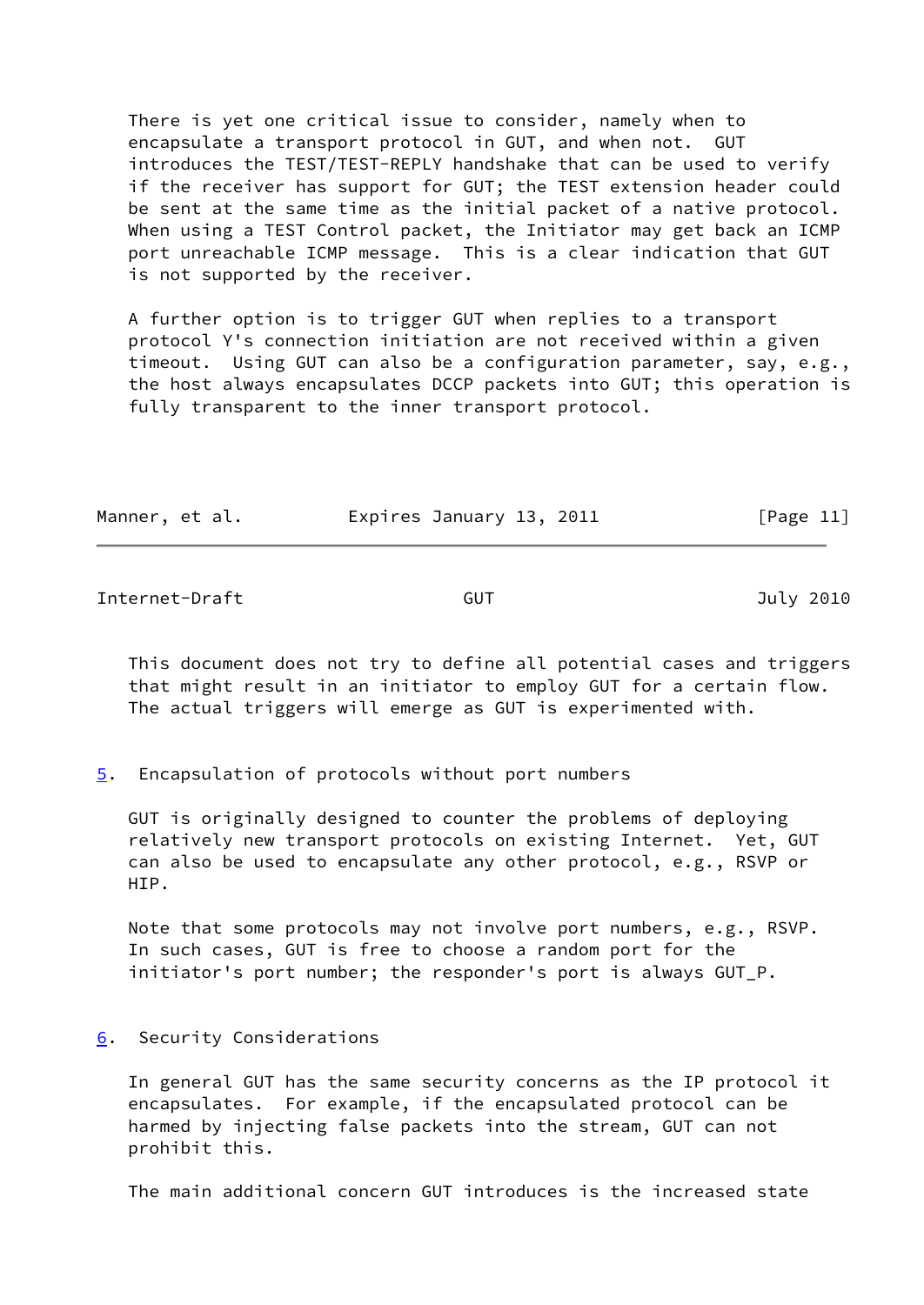There is yet one critical issue to consider, namely when to encapsulate a transport protocol in GUT, and when not. GUT introduces the TEST/TEST-REPLY handshake that can be used to verify if the receiver has support for GUT; the TEST extension header could be sent at the same time as the initial packet of a native protocol. When using a TEST Control packet, the Initiator may get back an ICMP port unreachable ICMP message. This is a clear indication that GUT is not supported by the receiver.

A further option is to trigger GUT when replies to a transport protocol Y's connection initiation are not received within a given timeout. Using GUT can also be a configuration parameter, say, e.g., the host always encapsulates DCCP packets into GUT; this operation is fully transparent to the inner transport protocol.

This document does not try to define all potential cases and triggers that might result in an initiator to employ GUT for a certain flow. The actual triggers will emerge as GUT is experimented with.

## 5. Encapsulation of protocols without port numbers

GUT is originally designed to counter the problems of deploying relatively new transport protocols on existing Internet. Yet, GUT can also be used to encapsulate any other protocol, e.g., RSVP or HIP.

Note that some protocols may not involve port numbers, e.g., RSVP. In such cases, GUT is free to choose a random port for the initiator's port number; the responder's port is always GUT_P.

## 6. Security Considerations

In general GUT has the same security concerns as the IP protocol it encapsulates. For example, if the encapsulated protocol can be harmed by injecting false packets into the stream, GUT can not prohibit this.

The main additional concern GUT introduces is the increased state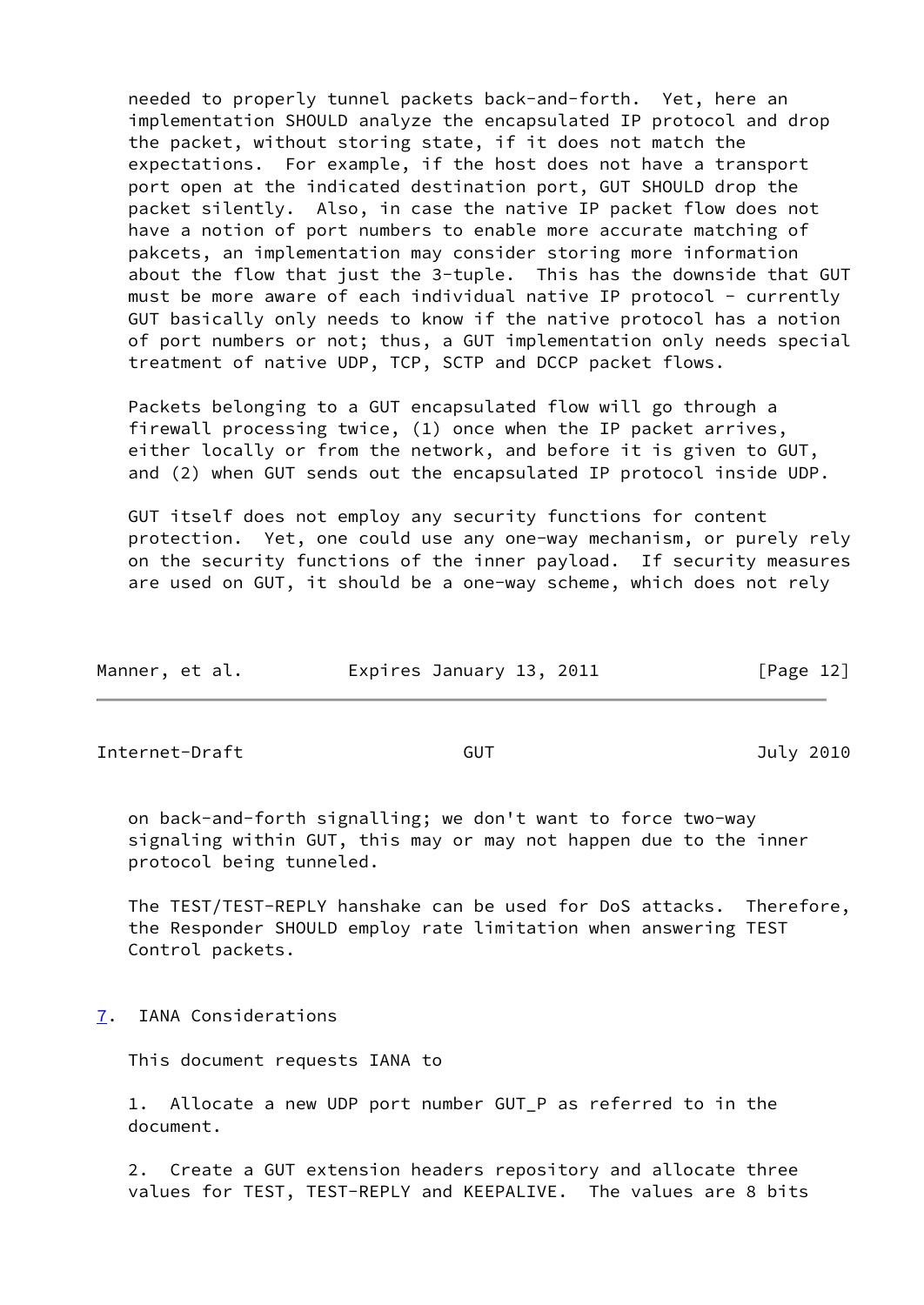needed to properly tunnel packets back-and-forth. Yet, here an implementation SHOULD analyze the encapsulated IP protocol and drop the packet, without storing state, if it does not match the expectations. For example, if the host does not have a transport port open at the indicated destination port, GUT SHOULD drop the packet silently. Also, in case the native IP packet flow does not have a notion of port numbers to enable more accurate matching of pakcets, an implementation may consider storing more information about the flow that just the 3-tuple. This has the downside that GUT must be more aware of each individual native IP protocol - currently GUT basically only needs to know if the native protocol has a notion of port numbers or not; thus, a GUT implementation only needs special treatment of native UDP, TCP, SCTP and DCCP packet flows.

Packets belonging to a GUT encapsulated flow will go through a firewall processing twice, (1) once when the IP packet arrives, either locally or from the network, and before it is given to GUT, and (2) when GUT sends out the encapsulated IP protocol inside UDP.

GUT itself does not employ any security functions for content protection. Yet, one could use any one-way mechanism, or purely rely on the security functions of the inner payload. If security measures are used on GUT, it should be a one-way scheme, which does not rely on back-and-forth signalling; we don't want to force two-way signaling within GUT, this may or may not happen due to the inner protocol being tunneled.

The TEST/TEST-REPLY hanshake can be used for DoS attacks. Therefore, the Responder SHOULD employ rate limitation when answering TEST Control packets.

## 7. IANA Considerations

This document requests IANA to

1. Allocate a new UDP port number GUT_P as referred to in the document.

2. Create a GUT extension headers repository and allocate three values for TEST, TEST-REPLY and KEEPALIVE. The values are 8 bits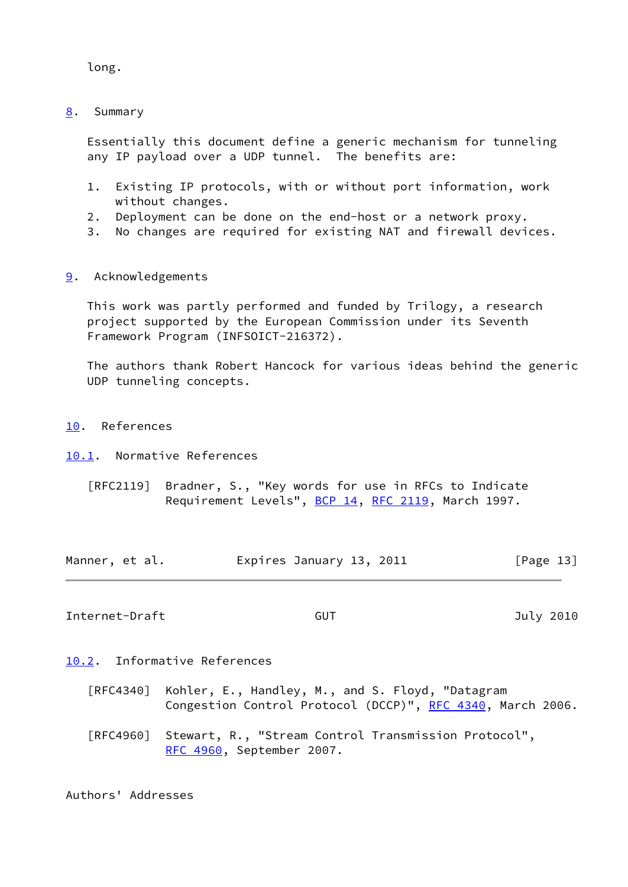long.

## 8. Summary

Essentially this document define a generic mechanism for tunneling any IP payload over a UDP tunnel. The benefits are:

1. Existing IP protocols, with or without port information, work without changes.
2. Deployment can be done on the end-host or a network proxy.
3. No changes are required for existing NAT and firewall devices.

## 9. Acknowledgements

This work was partly performed and funded by Trilogy, a research project supported by the European Commission under its Seventh Framework Program (INFSOICT-216372).

The authors thank Robert Hancock for various ideas behind the generic UDP tunneling concepts.

## 10. References

### 10.1. Normative References

[RFC2119] Bradner, S., "Key words for use in RFCs to Indicate Requirement Levels", BCP 14, RFC 2119, March 1997.

### 10.2. Informative References

[RFC4340] Kohler, E., Handley, M., and S. Floyd, "Datagram Congestion Control Protocol (DCCP)", RFC 4340, March 2006.

[RFC4960] Stewart, R., "Stream Control Transmission Protocol", RFC 4960, September 2007.

## Authors' Addresses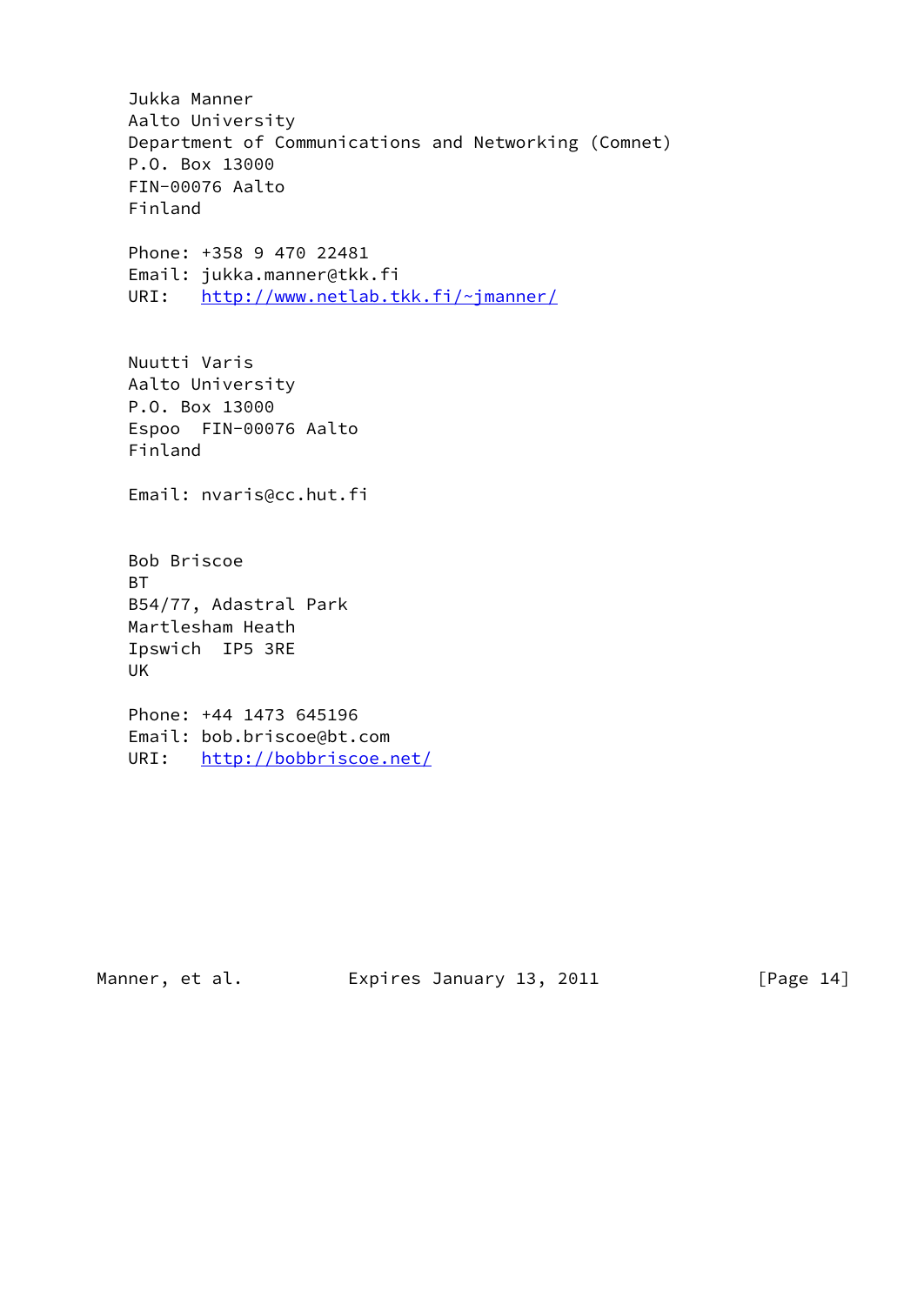Jukka Manner
Aalto University
Department of Communications and Networking (Comnet)
P.O. Box 13000
FIN-00076 Aalto
Finland

Phone: +358 9 470 22481
Email: jukka.manner@tkk.fi
URI: http://www.netlab.tkk.fi/~jmanner/

Nuutti Varis
Aalto University
P.O. Box 13000
Espoo FIN-00076 Aalto
Finland

Email: nvaris@cc.hut.fi

Bob Briscoe
BT
B54/77, Adastral Park
Martlesham Heath
Ipswich IP5 3RE
UK

Phone: +44 1473 645196
Email: bob.briscoe@bt.com
URI: http://bobbriscoe.net/